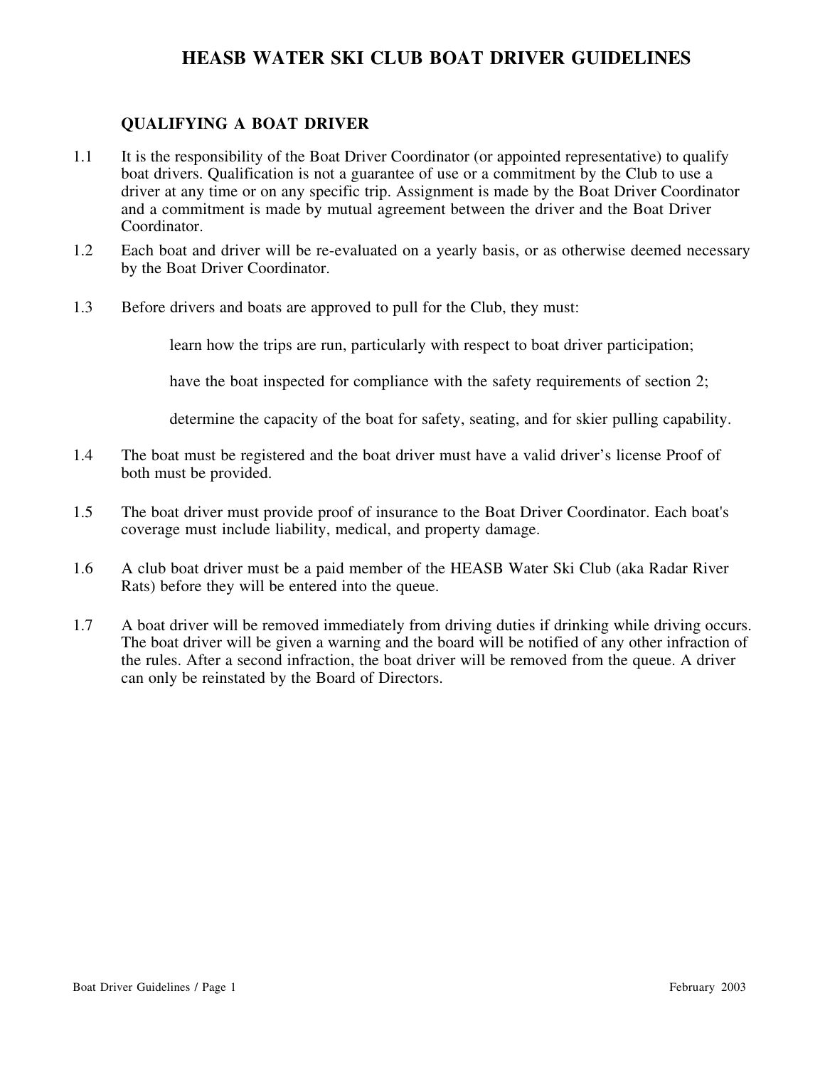# HEASB WATER SKI CLUB BOAT DRIVER GUIDELINES

## QUALIFYING A BOAT DRIVER

1.1 It is the responsibility of the Boat Driver Coordinator (or appointed representative) to qualify boat drivers. Qualification is not a guarantee of use or a commitment by the Club to use a driver at any time or on any specific trip. Assignment is made by the Boat Driver Coordinator and a commitment is made by mutual agreement between the driver and the Boat Driver Coordinator.

1.2 Each boat and driver will be re-evaluated on a yearly basis, or as otherwise deemed necessary by the Boat Driver Coordinator.

1.3 Before drivers and boats are approved to pull for the Club, they must:

   learn how the trips are run, particularly with respect to boat driver participation;

   have the boat inspected for compliance with the safety requirements of section 2;

   determine the capacity of the boat for safety, seating, and for skier pulling capability.

1.4 The boat must be registered and the boat driver must have a valid driver's license Proof of both must be provided.

1.5 The boat driver must provide proof of insurance to the Boat Driver Coordinator. Each boat's coverage must include liability, medical, and property damage.

1.6 A club boat driver must be a paid member of the HEASB Water Ski Club (aka Radar River Rats) before they will be entered into the queue.

1.7 A boat driver will be removed immediately from driving duties if drinking while driving occurs. The boat driver will be given a warning and the board will be notified of any other infraction of the rules. After a second infraction, the boat driver will be removed from the queue. A driver can only be reinstated by the Board of Directors.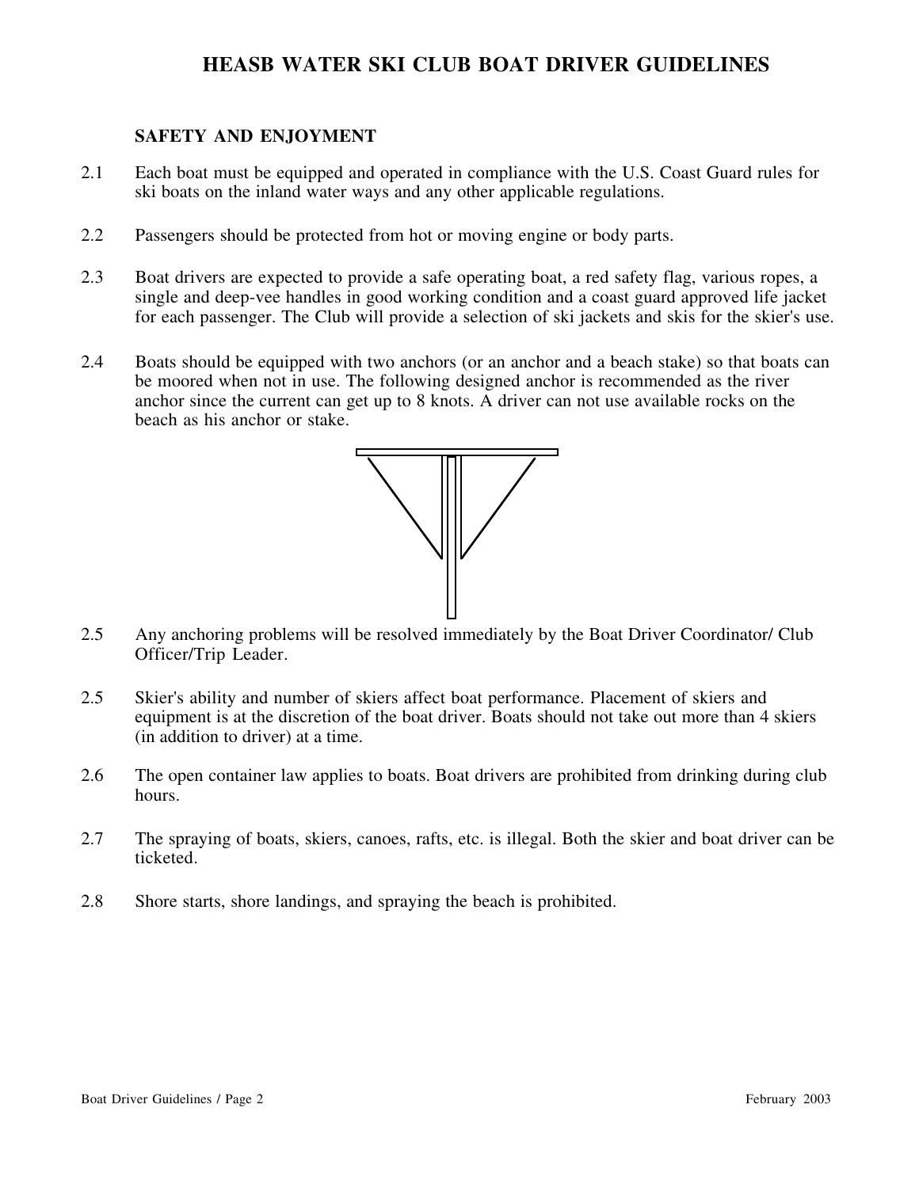# HEASB WATER SKI CLUB BOAT DRIVER GUIDELINES

## SAFETY AND ENJOYMENT

2.1 Each boat must be equipped and operated in compliance with the U.S. Coast Guard rules for ski boats on the inland water ways and any other applicable regulations.

2.2 Passengers should be protected from hot or moving engine or body parts.

2.3 Boat drivers are expected to provide a safe operating boat, a red safety flag, various ropes, a single and deep-vee handles in good working condition and a coast guard approved life jacket for each passenger. The Club will provide a selection of ski jackets and skis for the skier's use.

2.4 Boats should be equipped with two anchors (or an anchor and a beach stake) so that boats can be moored when not in use. The following designed anchor is recommended as the river anchor since the current can get up to 8 knots. A driver can not use available rocks on the beach as his anchor or stake.

2.5 Any anchoring problems will be resolved immediately by the Boat Driver Coordinator/ Club Officer/Trip Leader.

2.5 Skier's ability and number of skiers affect boat performance. Placement of skiers and equipment is at the discretion of the boat driver. Boats should not take out more than 4 skiers (in addition to driver) at a time.

2.6 The open container law applies to boats. Boat drivers are prohibited from drinking during club hours.

2.7 The spraying of boats, skiers, canoes, rafts, etc. is illegal. Both the skier and boat driver can be ticketed.

2.8 Shore starts, shore landings, and spraying the beach is prohibited.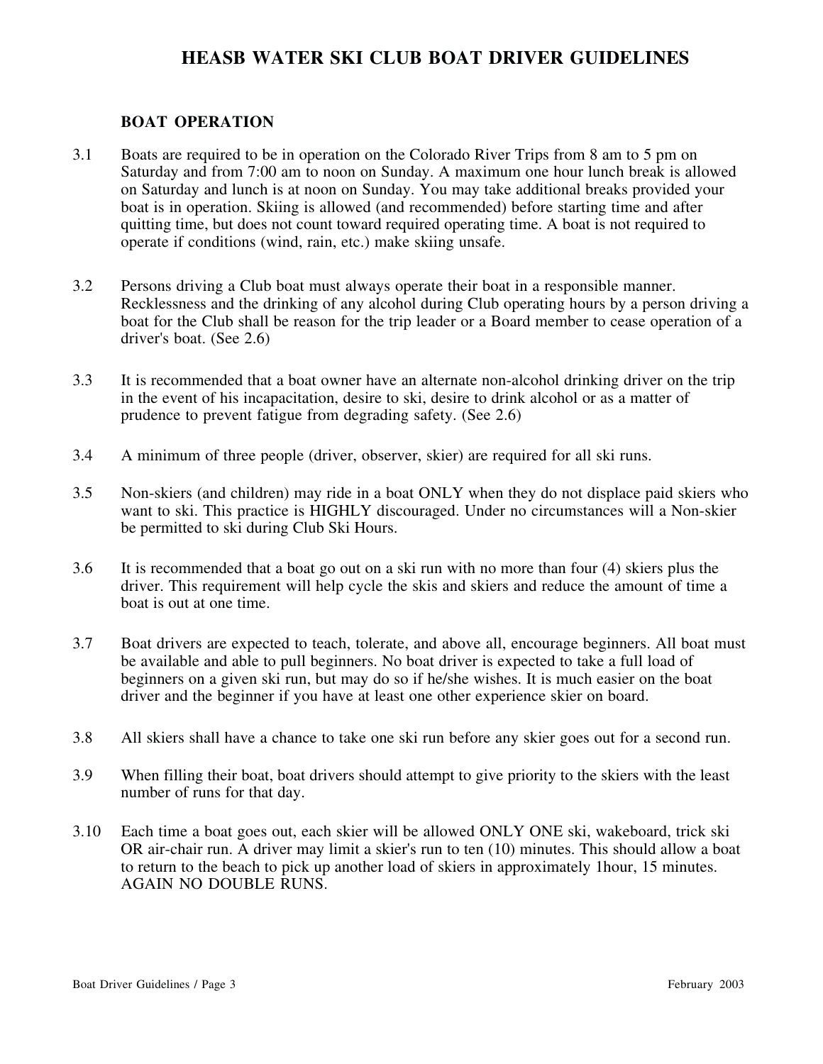# HEASB WATER SKI CLUB BOAT DRIVER GUIDELINES

## BOAT OPERATION

3.1 Boats are required to be in operation on the Colorado River Trips from 8 am to 5 pm on Saturday and from 7:00 am to noon on Sunday. A maximum one hour lunch break is allowed on Saturday and lunch is at noon on Sunday. You may take additional breaks provided your boat is in operation. Skiing is allowed (and recommended) before starting time and after quitting time, but does not count toward required operating time. A boat is not required to operate if conditions (wind, rain, etc.) make skiing unsafe.

3.2 Persons driving a Club boat must always operate their boat in a responsible manner. Recklessness and the drinking of any alcohol during Club operating hours by a person driving a boat for the Club shall be reason for the trip leader or a Board member to cease operation of a driver's boat. (See 2.6)

3.3 It is recommended that a boat owner have an alternate non-alcohol drinking driver on the trip in the event of his incapacitation, desire to ski, desire to drink alcohol or as a matter of prudence to prevent fatigue from degrading safety. (See 2.6)

3.4 A minimum of three people (driver, observer, skier) are required for all ski runs.

3.5 Non-skiers (and children) may ride in a boat ONLY when they do not displace paid skiers who want to ski. This practice is HIGHLY discouraged. Under no circumstances will a Non-skier be permitted to ski during Club Ski Hours.

3.6 It is recommended that a boat go out on a ski run with no more than four (4) skiers plus the driver. This requirement will help cycle the skis and skiers and reduce the amount of time a boat is out at one time.

3.7 Boat drivers are expected to teach, tolerate, and above all, encourage beginners. All boat must be available and able to pull beginners. No boat driver is expected to take a full load of beginners on a given ski run, but may do so if he/she wishes. It is much easier on the boat driver and the beginner if you have at least one other experience skier on board.

3.8 All skiers shall have a chance to take one ski run before any skier goes out for a second run.

3.9 When filling their boat, boat drivers should attempt to give priority to the skiers with the least number of runs for that day.

3.10 Each time a boat goes out, each skier will be allowed ONLY ONE ski, wakeboard, trick ski OR air-chair run. A driver may limit a skier's run to ten (10) minutes. This should allow a boat to return to the beach to pick up another load of skiers in approximately 1hour, 15 minutes. AGAIN NO DOUBLE RUNS.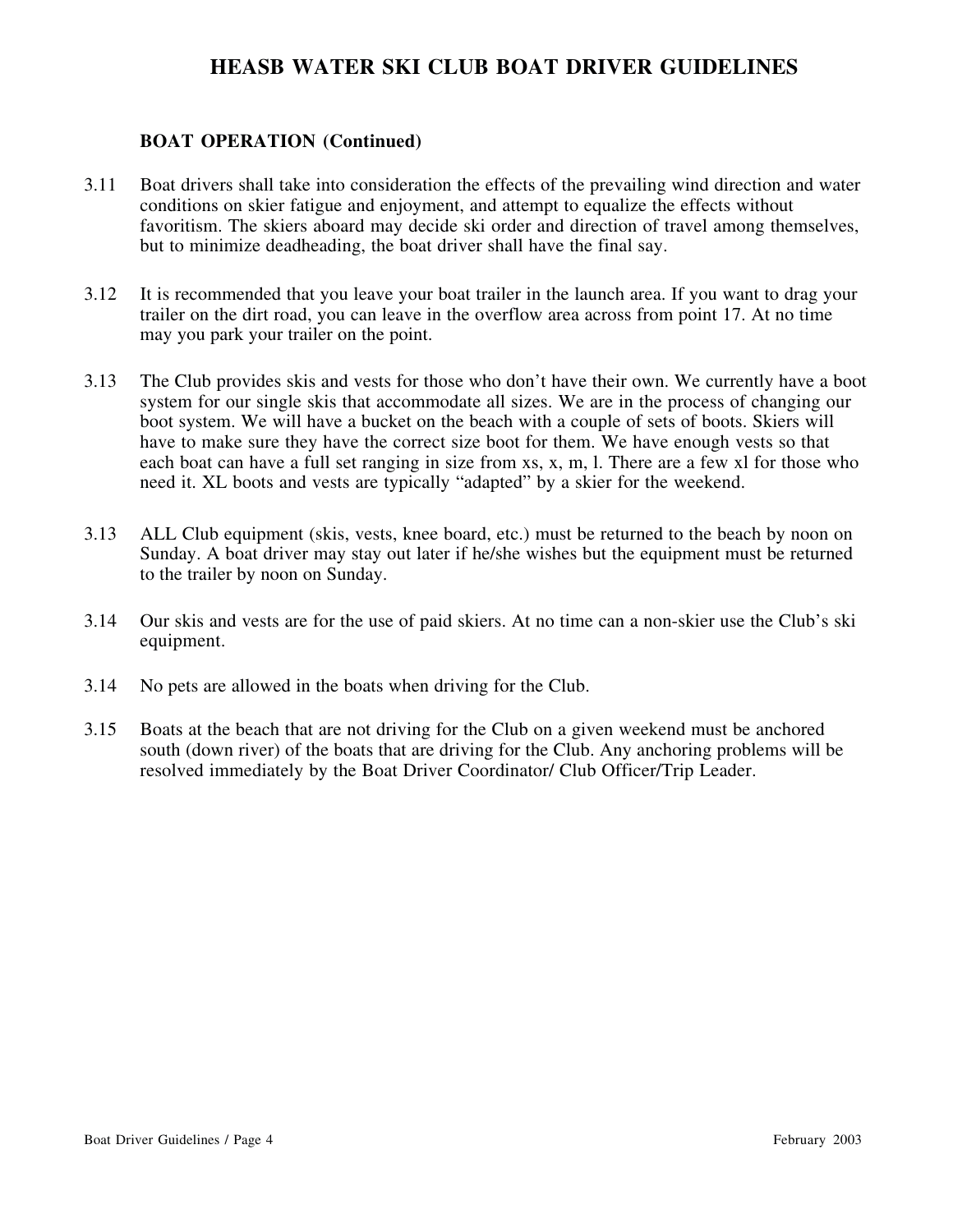# HEASB WATER SKI CLUB BOAT DRIVER GUIDELINES

### BOAT OPERATION (Continued)

3.11 Boat drivers shall take into consideration the effects of the prevailing wind direction and water conditions on skier fatigue and enjoyment, and attempt to equalize the effects without favoritism. The skiers aboard may decide ski order and direction of travel among themselves, but to minimize deadheading, the boat driver shall have the final say.

3.12 It is recommended that you leave your boat trailer in the launch area. If you want to drag your trailer on the dirt road, you can leave in the overflow area across from point 17. At no time may you park your trailer on the point.

3.13 The Club provides skis and vests for those who don't have their own. We currently have a boot system for our single skis that accommodate all sizes. We are in the process of changing our boot system. We will have a bucket on the beach with a couple of sets of boots. Skiers will have to make sure they have the correct size boot for them. We have enough vests so that each boat can have a full set ranging in size from xs, x, m, l. There are a few xl for those who need it. XL boots and vests are typically "adapted" by a skier for the weekend.

3.13 ALL Club equipment (skis, vests, knee board, etc.) must be returned to the beach by noon on Sunday. A boat driver may stay out later if he/she wishes but the equipment must be returned to the trailer by noon on Sunday.

3.14 Our skis and vests are for the use of paid skiers. At no time can a non-skier use the Club's ski equipment.

3.14 No pets are allowed in the boats when driving for the Club.

3.15 Boats at the beach that are not driving for the Club on a given weekend must be anchored south (down river) of the boats that are driving for the Club. Any anchoring problems will be resolved immediately by the Boat Driver Coordinator/ Club Officer/Trip Leader.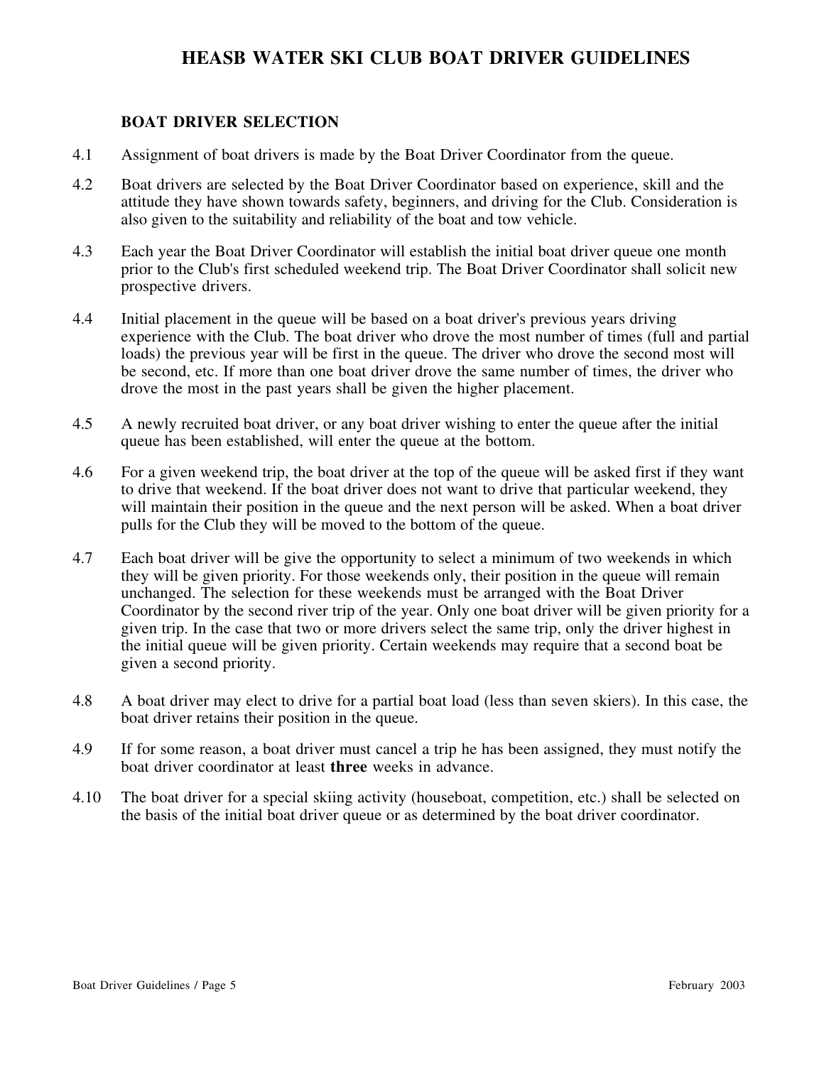# HEASB WATER SKI CLUB BOAT DRIVER GUIDELINES

## BOAT DRIVER SELECTION

4.1 Assignment of boat drivers is made by the Boat Driver Coordinator from the queue.

4.2 Boat drivers are selected by the Boat Driver Coordinator based on experience, skill and the attitude they have shown towards safety, beginners, and driving for the Club. Consideration is also given to the suitability and reliability of the boat and tow vehicle.

4.3 Each year the Boat Driver Coordinator will establish the initial boat driver queue one month prior to the Club's first scheduled weekend trip. The Boat Driver Coordinator shall solicit new prospective drivers.

4.4 Initial placement in the queue will be based on a boat driver's previous years driving experience with the Club. The boat driver who drove the most number of times (full and partial loads) the previous year will be first in the queue. The driver who drove the second most will be second, etc. If more than one boat driver drove the same number of times, the driver who drove the most in the past years shall be given the higher placement.

4.5 A newly recruited boat driver, or any boat driver wishing to enter the queue after the initial queue has been established, will enter the queue at the bottom.

4.6 For a given weekend trip, the boat driver at the top of the queue will be asked first if they want to drive that weekend. If the boat driver does not want to drive that particular weekend, they will maintain their position in the queue and the next person will be asked. When a boat driver pulls for the Club they will be moved to the bottom of the queue.

4.7 Each boat driver will be give the opportunity to select a minimum of two weekends in which they will be given priority. For those weekends only, their position in the queue will remain unchanged. The selection for these weekends must be arranged with the Boat Driver Coordinator by the second river trip of the year. Only one boat driver will be given priority for a given trip. In the case that two or more drivers select the same trip, only the driver highest in the initial queue will be given priority. Certain weekends may require that a second boat be given a second priority.

4.8 A boat driver may elect to drive for a partial boat load (less than seven skiers). In this case, the boat driver retains their position in the queue.

4.9 If for some reason, a boat driver must cancel a trip he has been assigned, they must notify the boat driver coordinator at least **three** weeks in advance.

4.10 The boat driver for a special skiing activity (houseboat, competition, etc.) shall be selected on the basis of the initial boat driver queue or as determined by the boat driver coordinator.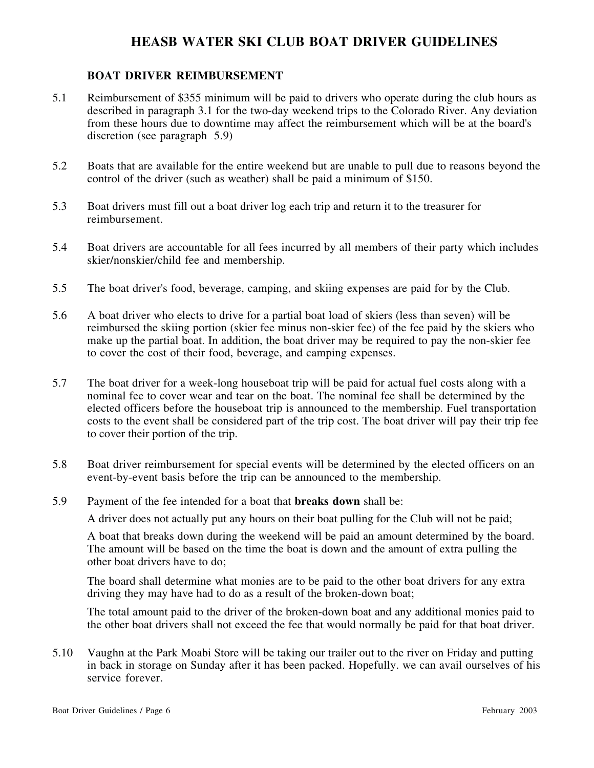# HEASB WATER SKI CLUB BOAT DRIVER GUIDELINES

## BOAT DRIVER REIMBURSEMENT

5.1 Reimbursement of $355 minimum will be paid to drivers who operate during the club hours as described in paragraph 3.1 for the two-day weekend trips to the Colorado River. Any deviation from these hours due to downtime may affect the reimbursement which will be at the board's discretion (see paragraph 5.9)

5.2 Boats that are available for the entire weekend but are unable to pull due to reasons beyond the control of the driver (such as weather) shall be paid a minimum of $150.

5.3 Boat drivers must fill out a boat driver log each trip and return it to the treasurer for reimbursement.

5.4 Boat drivers are accountable for all fees incurred by all members of their party which includes skier/nonskier/child fee and membership.

5.5 The boat driver's food, beverage, camping, and skiing expenses are paid for by the Club.

5.6 A boat driver who elects to drive for a partial boat load of skiers (less than seven) will be reimbursed the skiing portion (skier fee minus non-skier fee) of the fee paid by the skiers who make up the partial boat. In addition, the boat driver may be required to pay the non-skier fee to cover the cost of their food, beverage, and camping expenses.

5.7 The boat driver for a week-long houseboat trip will be paid for actual fuel costs along with a nominal fee to cover wear and tear on the boat. The nominal fee shall be determined by the elected officers before the houseboat trip is announced to the membership. Fuel transportation costs to the event shall be considered part of the trip cost. The boat driver will pay their trip fee to cover their portion of the trip.

5.8 Boat driver reimbursement for special events will be determined by the elected officers on an event-by-event basis before the trip can be announced to the membership.

5.9 Payment of the fee intended for a boat that **breaks down** shall be:

A driver does not actually put any hours on their boat pulling for the Club will not be paid;

A boat that breaks down during the weekend will be paid an amount determined by the board. The amount will be based on the time the boat is down and the amount of extra pulling the other boat drivers have to do;

The board shall determine what monies are to be paid to the other boat drivers for any extra driving they may have had to do as a result of the broken-down boat;

The total amount paid to the driver of the broken-down boat and any additional monies paid to the other boat drivers shall not exceed the fee that would normally be paid for that boat driver.

5.10 Vaughn at the Park Moabi Store will be taking our trailer out to the river on Friday and putting in back in storage on Sunday after it has been packed. Hopefully. we can avail ourselves of his service forever.